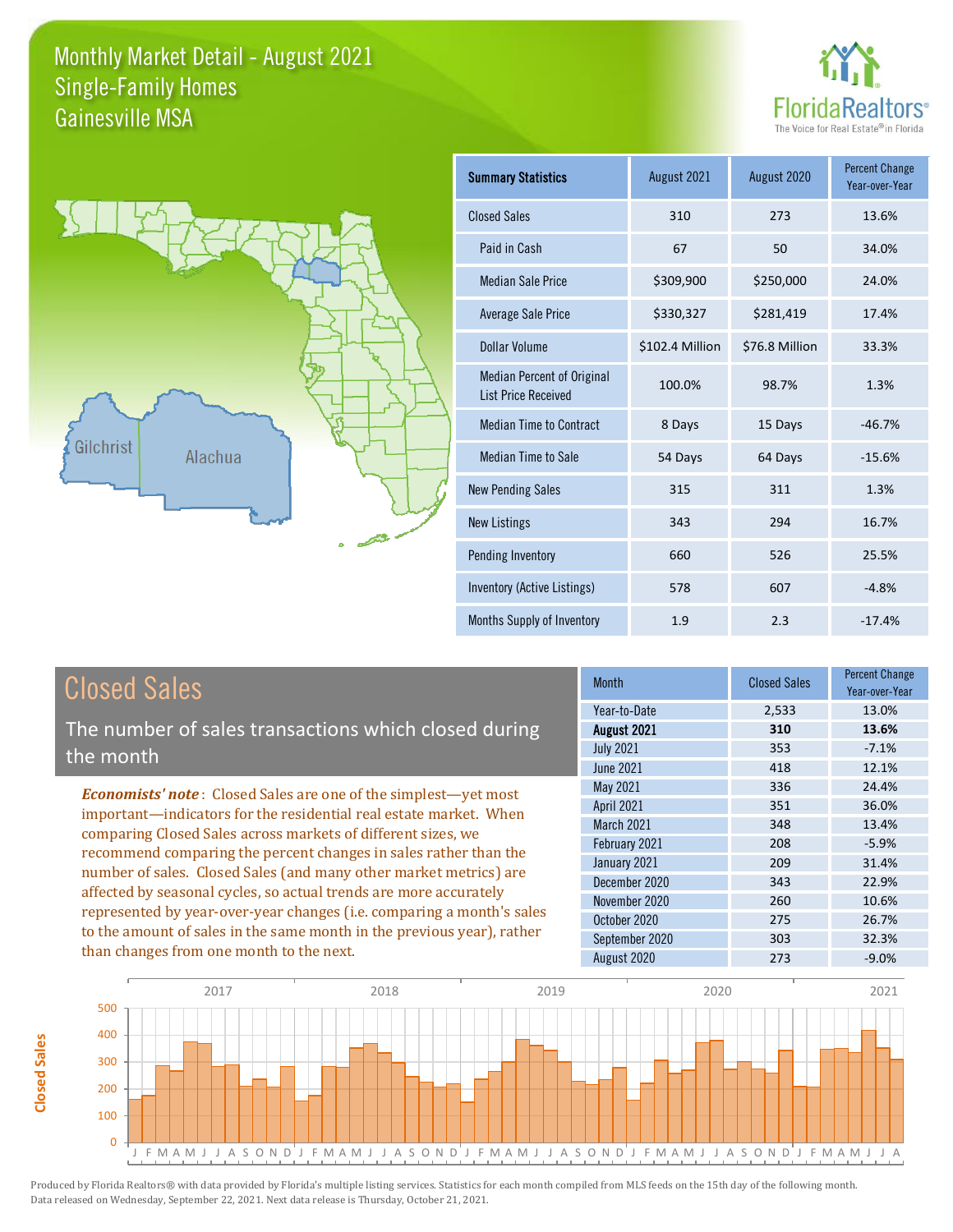# Monthly Market Detail - August 2021
## Single-Family Homes
## Gainesville MSA

FloridaRealtors® The Voice for Real Estate® in Florida

Gilchrist Alachua

| Summary Statistics | August 2021 | August 2020 | Percent Change Year-over-Year |
|---|---|---|---|
| Closed Sales | 310 | 273 | 13.6% |
| Paid in Cash | 67 | 50 | 34.0% |
| Median Sale Price | $309,900 | $250,000 | 24.0% |
| Average Sale Price | $330,327 | $281,419 | 17.4% |
| Dollar Volume | $102.4 Million | $76.8 Million | 33.3% |
| Median Percent of Original List Price Received | 100.0% | 98.7% | 1.3% |
| Median Time to Contract | 8 Days | 15 Days | -46.7% |
| Median Time to Sale | 54 Days | 64 Days | -15.6% |
| New Pending Sales | 315 | 311 | 1.3% |
| New Listings | 343 | 294 | 16.7% |
| Pending Inventory | 660 | 526 | 25.5% |
| Inventory (Active Listings) | 578 | 607 | -4.8% |
| Months Supply of Inventory | 1.9 | 2.3 | -17.4% |

## Closed Sales

The number of sales transactions which closed during the month

***Economists' note***: Closed Sales are one of the simplest—yet most important—indicators for the residential real estate market. When comparing Closed Sales across markets of different sizes, we recommend comparing the percent changes in sales rather than the number of sales. Closed Sales (and many other market metrics) are affected by seasonal cycles, so actual trends are more accurately represented by year-over-year changes (i.e. comparing a month's sales to the amount of sales in the same month in the previous year), rather than changes from one month to the next.

| Month | Closed Sales | Percent Change Year-over-Year |
|---|---|---|
| Year-to-Date | 2,533 | 13.0% |
| **August 2021** | **310** | **13.6%** |
| July 2021 | 353 | -7.1% |
| June 2021 | 418 | 12.1% |
| May 2021 | 336 | 24.4% |
| April 2021 | 351 | 36.0% |
| March 2021 | 348 | 13.4% |
| February 2021 | 208 | -5.9% |
| January 2021 | 209 | 31.4% |
| December 2020 | 343 | 22.9% |
| November 2020 | 260 | 10.6% |
| October 2020 | 275 | 26.7% |
| September 2020 | 303 | 32.3% |
| August 2020 | 273 | -9.0% |

Produced by Florida Realtors® with data provided by Florida's multiple listing services. Statistics for each month compiled from MLS feeds on the 15th day of the following month. Data released on Wednesday, September 22, 2021. Next data release is Thursday, October 21, 2021.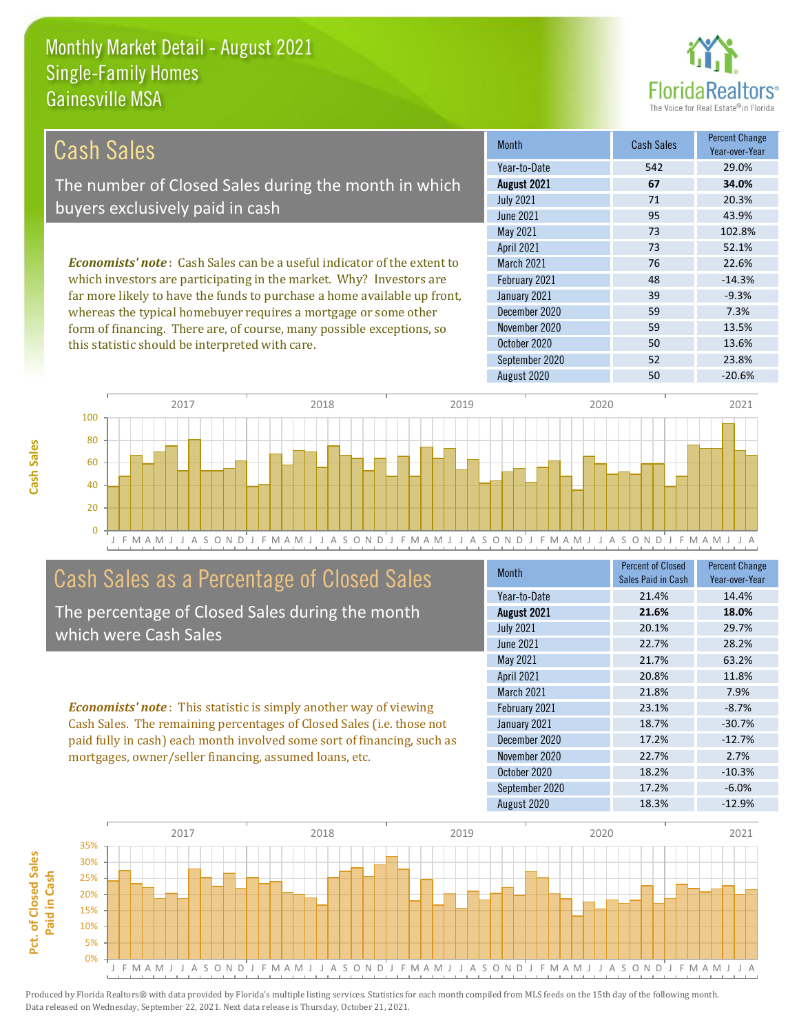# Monthly Market Detail - August 2021
## Single-Family Homes
## Gainesville MSA

## Cash Sales

The number of Closed Sales during the month in which buyers exclusively paid in cash

***Economists' note***: Cash Sales can be a useful indicator of the extent to which investors are participating in the market. Why? Investors are far more likely to have the funds to purchase a home available up front, whereas the typical homebuyer requires a mortgage or some other form of financing. There are, of course, many possible exceptions, so this statistic should be interpreted with care.

| Month | Cash Sales | Percent Change Year-over-Year |
|---|---|---|
| Year-to-Date | 542 | 29.0% |
| **August 2021** | **67** | **34.0%** |
| July 2021 | 71 | 20.3% |
| June 2021 | 95 | 43.9% |
| May 2021 | 73 | 102.8% |
| April 2021 | 73 | 52.1% |
| March 2021 | 76 | 22.6% |
| February 2021 | 48 | -14.3% |
| January 2021 | 39 | -9.3% |
| December 2020 | 59 | 7.3% |
| November 2020 | 59 | 13.5% |
| October 2020 | 50 | 13.6% |
| September 2020 | 52 | 23.8% |
| August 2020 | 50 | -20.6% |

## Cash Sales as a Percentage of Closed Sales

The percentage of Closed Sales during the month which were Cash Sales

***Economists' note***: This statistic is simply another way of viewing Cash Sales. The remaining percentages of Closed Sales (i.e. those not paid fully in cash) each month involved some sort of financing, such as mortgages, owner/seller financing, assumed loans, etc.

| Month | Percent of Closed Sales Paid in Cash | Percent Change Year-over-Year |
|---|---|---|
| Year-to-Date | 21.4% | 14.4% |
| **August 2021** | **21.6%** | **18.0%** |
| July 2021 | 20.1% | 29.7% |
| June 2021 | 22.7% | 28.2% |
| May 2021 | 21.7% | 63.2% |
| April 2021 | 20.8% | 11.8% |
| March 2021 | 21.8% | 7.9% |
| February 2021 | 23.1% | -8.7% |
| January 2021 | 18.7% | -30.7% |
| December 2020 | 17.2% | -12.7% |
| November 2020 | 22.7% | 2.7% |
| October 2020 | 18.2% | -10.3% |
| September 2020 | 17.2% | -6.0% |
| August 2020 | 18.3% | -12.9% |

Produced by Florida Realtors® with data provided by Florida's multiple listing services. Statistics for each month compiled from MLS feeds on the 15th day of the following month. Data released on Wednesday, September 22, 2021. Next data release is Thursday, October 21, 2021.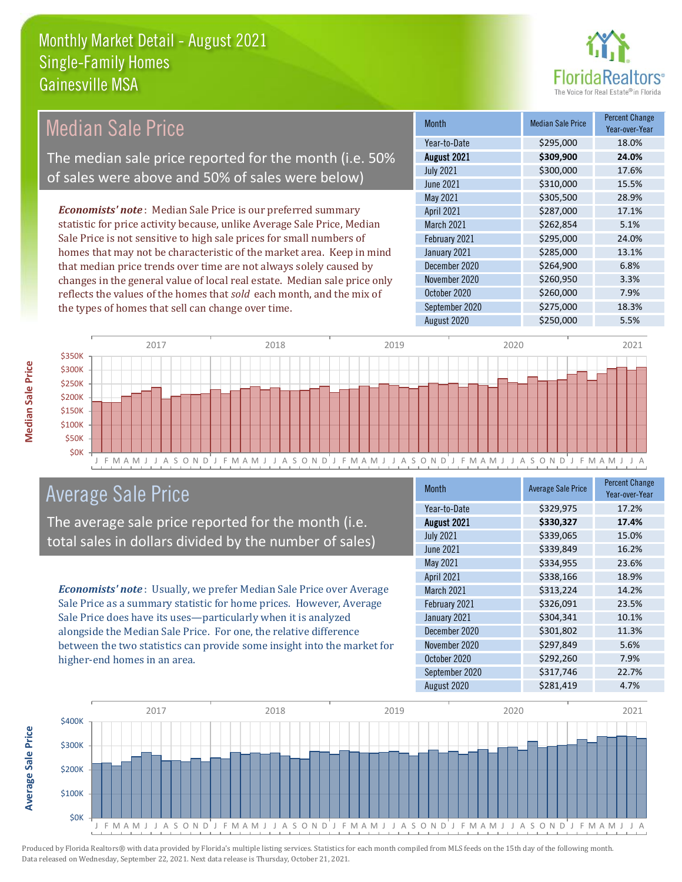# Monthly Market Detail - August 2021
## Single-Family Homes
## Gainesville MSA

## Median Sale Price

The median sale price reported for the month (i.e. 50% of sales were above and 50% of sales were below)

***Economists' note***: Median Sale Price is our preferred summary statistic for price activity because, unlike Average Sale Price, Median Sale Price is not sensitive to high sale prices for small numbers of homes that may not be characteristic of the market area. Keep in mind that median price trends over time are not always solely caused by changes in the general value of local real estate. Median sale price only reflects the values of the homes that *sold* each month, and the mix of the types of homes that sell can change over time.

| Month | Median Sale Price | Percent Change Year-over-Year |
|---|---|---|
| Year-to-Date | $295,000 | 18.0% |
| **August 2021** | **$309,900** | **24.0%** |
| July 2021 | $300,000 | 17.6% |
| June 2021 | $310,000 | 15.5% |
| May 2021 | $305,500 | 28.9% |
| April 2021 | $287,000 | 17.1% |
| March 2021 | $262,854 | 5.1% |
| February 2021 | $295,000 | 24.0% |
| January 2021 | $285,000 | 13.1% |
| December 2020 | $264,900 | 6.8% |
| November 2020 | $260,950 | 3.3% |
| October 2020 | $260,000 | 7.9% |
| September 2020 | $275,000 | 18.3% |
| August 2020 | $250,000 | 5.5% |

## Average Sale Price

The average sale price reported for the month (i.e. total sales in dollars divided by the number of sales)

***Economists' note***: Usually, we prefer Median Sale Price over Average Sale Price as a summary statistic for home prices. However, Average Sale Price does have its uses—particularly when it is analyzed alongside the Median Sale Price. For one, the relative difference between the two statistics can provide some insight into the market for higher-end homes in an area.

| Month | Average Sale Price | Percent Change Year-over-Year |
|---|---|---|
| Year-to-Date | $329,975 | 17.2% |
| **August 2021** | **$330,327** | **17.4%** |
| July 2021 | $339,065 | 15.0% |
| June 2021 | $339,849 | 16.2% |
| May 2021 | $334,955 | 23.6% |
| April 2021 | $338,166 | 18.9% |
| March 2021 | $313,224 | 14.2% |
| February 2021 | $326,091 | 23.5% |
| January 2021 | $304,341 | 10.1% |
| December 2020 | $301,802 | 11.3% |
| November 2020 | $297,849 | 5.6% |
| October 2020 | $292,260 | 7.9% |
| September 2020 | $317,746 | 22.7% |
| August 2020 | $281,419 | 4.7% |

Produced by Florida Realtors® with data provided by Florida's multiple listing services. Statistics for each month compiled from MLS feeds on the 15th day of the following month. Data released on Wednesday, September 22, 2021. Next data release is Thursday, October 21, 2021.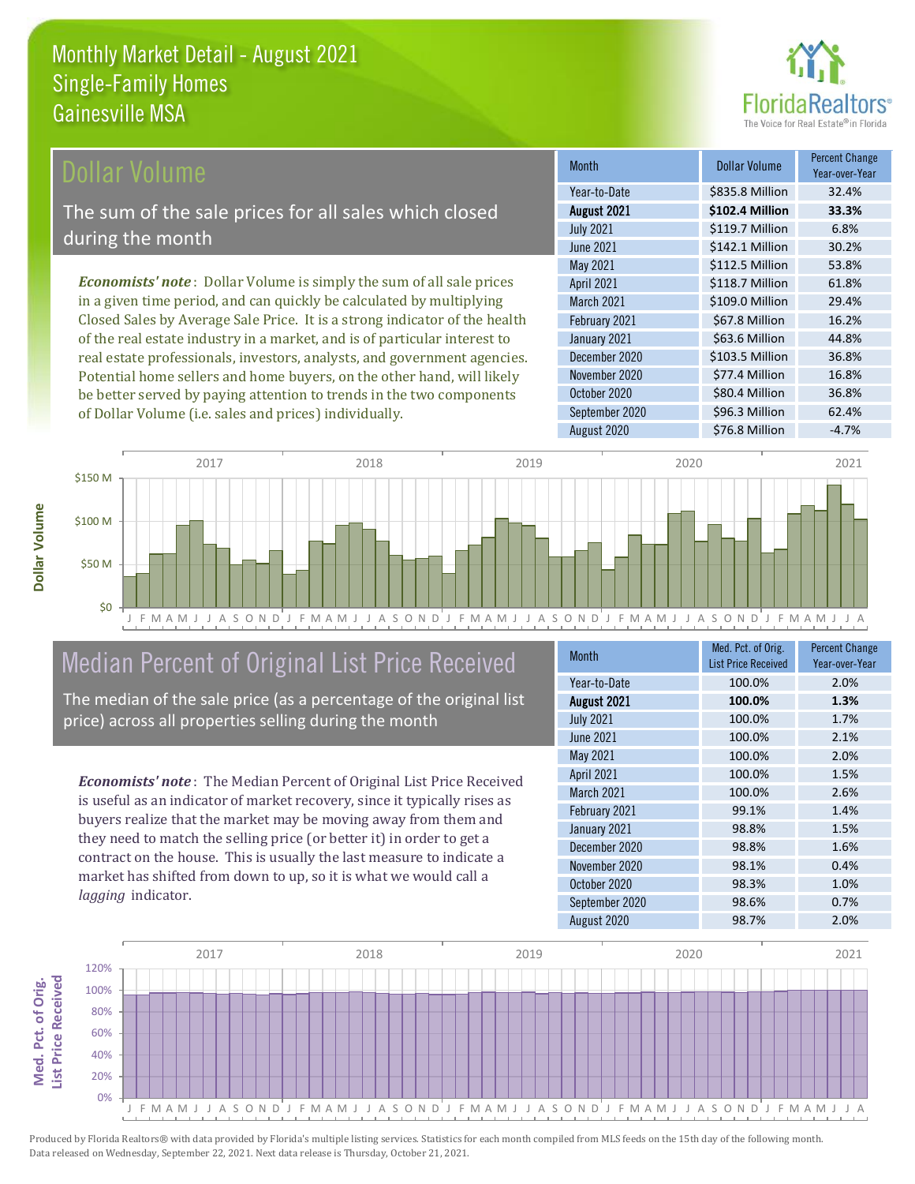# Monthly Market Detail - August 2021
## Single-Family Homes
## Gainesville MSA

## Dollar Volume

The sum of the sale prices for all sales which closed during the month

*Economists' note*: Dollar Volume is simply the sum of all sale prices in a given time period, and can quickly be calculated by multiplying Closed Sales by Average Sale Price. It is a strong indicator of the health of the real estate industry in a market, and is of particular interest to real estate professionals, investors, analysts, and government agencies. Potential home sellers and home buyers, on the other hand, will likely be better served by paying attention to trends in the two components of Dollar Volume (i.e. sales and prices) individually.

| Month | Dollar Volume | Percent Change Year-over-Year |
|---|---|---|
| Year-to-Date | $835.8 Million | 32.4% |
| **August 2021** | **$102.4 Million** | **33.3%** |
| July 2021 | $119.7 Million | 6.8% |
| June 2021 | $142.1 Million | 30.2% |
| May 2021 | $112.5 Million | 53.8% |
| April 2021 | $118.7 Million | 61.8% |
| March 2021 | $109.0 Million | 29.4% |
| February 2021 | $67.8 Million | 16.2% |
| January 2021 | $63.6 Million | 44.8% |
| December 2020 | $103.5 Million | 36.8% |
| November 2020 | $77.4 Million | 16.8% |
| October 2020 | $80.4 Million | 36.8% |
| September 2020 | $96.3 Million | 62.4% |
| August 2020 | $76.8 Million | -4.7% |

## Median Percent of Original List Price Received

The median of the sale price (as a percentage of the original list price) across all properties selling during the month

*Economists' note*: The Median Percent of Original List Price Received is useful as an indicator of market recovery, since it typically rises as buyers realize that the market may be moving away from them and they need to match the selling price (or better it) in order to get a contract on the house. This is usually the last measure to indicate a market has shifted from down to up, so it is what we would call a *lagging* indicator.

| Month | Med. Pct. of Orig. List Price Received | Percent Change Year-over-Year |
|---|---|---|
| Year-to-Date | 100.0% | 2.0% |
| **August 2021** | **100.0%** | **1.3%** |
| July 2021 | 100.0% | 1.7% |
| June 2021 | 100.0% | 2.1% |
| May 2021 | 100.0% | 2.0% |
| April 2021 | 100.0% | 1.5% |
| March 2021 | 100.0% | 2.6% |
| February 2021 | 99.1% | 1.4% |
| January 2021 | 98.8% | 1.5% |
| December 2020 | 98.8% | 1.6% |
| November 2020 | 98.1% | 0.4% |
| October 2020 | 98.3% | 1.0% |
| September 2020 | 98.6% | 0.7% |
| August 2020 | 98.7% | 2.0% |

Produced by Florida Realtors® with data provided by Florida's multiple listing services. Statistics for each month compiled from MLS feeds on the 15th day of the following month. Data released on Wednesday, September 22, 2021. Next data release is Thursday, October 21, 2021.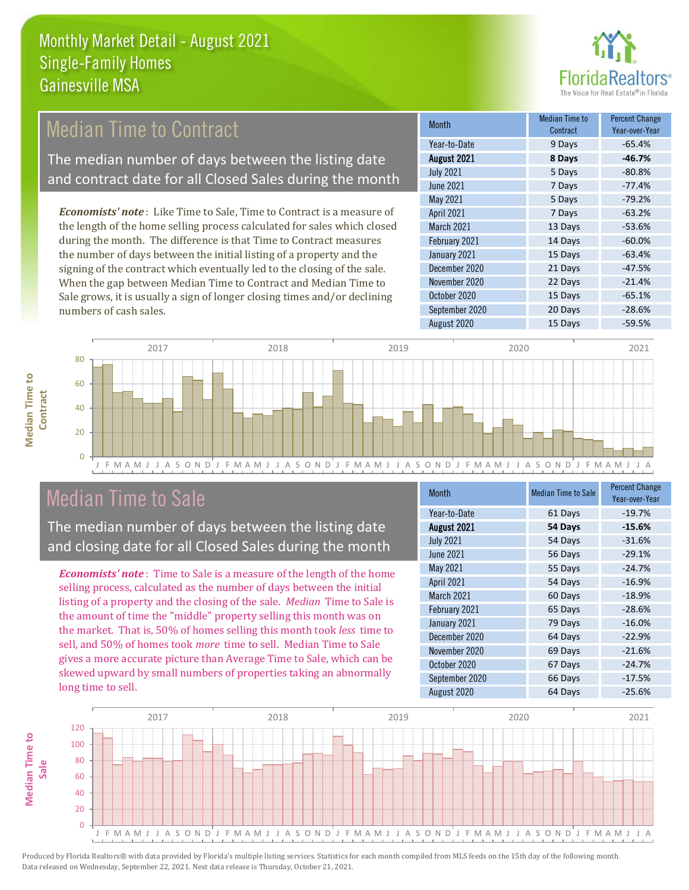# Monthly Market Detail - August 2021
## Single-Family Homes
## Gainesville MSA

FloridaRealtors® The Voice for Real Estate® in Florida

## Median Time to Contract

The median number of days between the listing date and contract date for all Closed Sales during the month

*Economists' note*: Like Time to Sale, Time to Contract is a measure of the length of the home selling process calculated for sales which closed during the month. The difference is that Time to Contract measures the number of days between the initial listing of a property and the signing of the contract which eventually led to the closing of the sale. When the gap between Median Time to Contract and Median Time to Sale grows, it is usually a sign of longer closing times and/or declining numbers of cash sales.

| Month | Median Time to Contract | Percent Change Year-over-Year |
|---|---|---|
| Year-to-Date | 9 Days | -65.4% |
| **August 2021** | **8 Days** | **-46.7%** |
| July 2021 | 5 Days | -80.8% |
| June 2021 | 7 Days | -77.4% |
| May 2021 | 5 Days | -79.2% |
| April 2021 | 7 Days | -63.2% |
| March 2021 | 13 Days | -53.6% |
| February 2021 | 14 Days | -60.0% |
| January 2021 | 15 Days | -63.4% |
| December 2020 | 21 Days | -47.5% |
| November 2020 | 22 Days | -21.4% |
| October 2020 | 15 Days | -65.1% |
| September 2020 | 20 Days | -28.6% |
| August 2020 | 15 Days | -59.5% |

## Median Time to Sale

The median number of days between the listing date and closing date for all Closed Sales during the month

*Economists' note*: Time to Sale is a measure of the length of the home selling process, calculated as the number of days between the initial listing of a property and the closing of the sale. *Median* Time to Sale is the amount of time the "middle" property selling this month was on the market. That is, 50% of homes selling this month took *less* time to sell, and 50% of homes took *more* time to sell. Median Time to Sale gives a more accurate picture than Average Time to Sale, which can be skewed upward by small numbers of properties taking an abnormally long time to sell.

| Month | Median Time to Sale | Percent Change Year-over-Year |
|---|---|---|
| Year-to-Date | 61 Days | -19.7% |
| **August 2021** | **54 Days** | **-15.6%** |
| July 2021 | 54 Days | -31.6% |
| June 2021 | 56 Days | -29.1% |
| May 2021 | 55 Days | -24.7% |
| April 2021 | 54 Days | -16.9% |
| March 2021 | 60 Days | -18.9% |
| February 2021 | 65 Days | -28.6% |
| January 2021 | 79 Days | -16.0% |
| December 2020 | 64 Days | -22.9% |
| November 2020 | 69 Days | -21.6% |
| October 2020 | 67 Days | -24.7% |
| September 2020 | 66 Days | -17.5% |
| August 2020 | 64 Days | -25.6% |

Produced by Florida Realtors® with data provided by Florida's multiple listing services. Statistics for each month compiled from MLS feeds on the 15th day of the following month. Data released on Wednesday, September 22, 2021. Next data release is Thursday, October 21, 2021.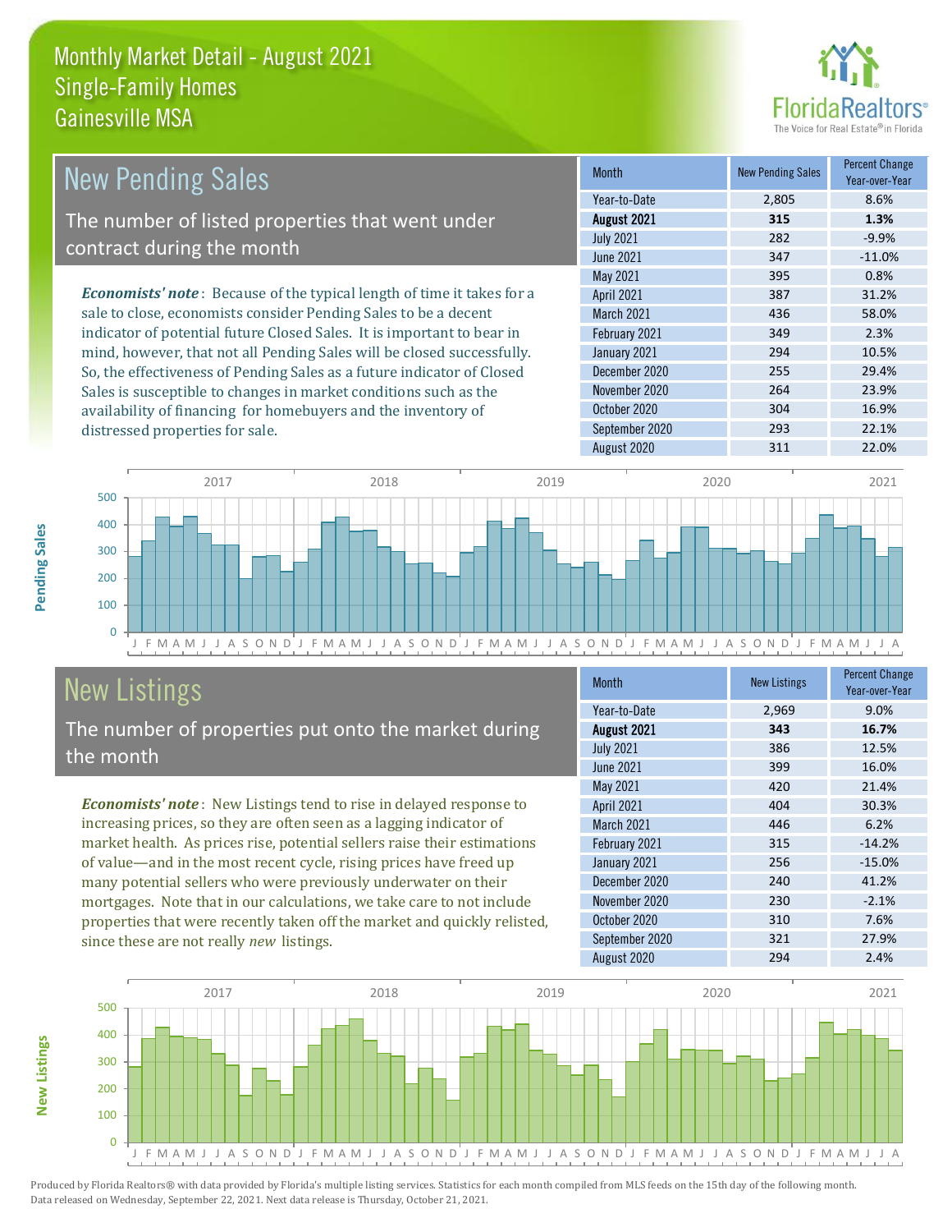# Monthly Market Detail - August 2021
## Single-Family Homes
## Gainesville MSA

## New Pending Sales

The number of listed properties that went under contract during the month

***Economists' note***: Because of the typical length of time it takes for a sale to close, economists consider Pending Sales to be a decent indicator of potential future Closed Sales. It is important to bear in mind, however, that not all Pending Sales will be closed successfully. So, the effectiveness of Pending Sales as a future indicator of Closed Sales is susceptible to changes in market conditions such as the availability of financing for homebuyers and the inventory of distressed properties for sale.

| Month | New Pending Sales | Percent Change Year-over-Year |
|---|---|---|
| Year-to-Date | 2,805 | 8.6% |
| **August 2021** | **315** | **1.3%** |
| July 2021 | 282 | -9.9% |
| June 2021 | 347 | -11.0% |
| May 2021 | 395 | 0.8% |
| April 2021 | 387 | 31.2% |
| March 2021 | 436 | 58.0% |
| February 2021 | 349 | 2.3% |
| January 2021 | 294 | 10.5% |
| December 2020 | 255 | 29.4% |
| November 2020 | 264 | 23.9% |
| October 2020 | 304 | 16.9% |
| September 2020 | 293 | 22.1% |
| August 2020 | 311 | 22.0% |

## New Listings

The number of properties put onto the market during the month

***Economists' note***: New Listings tend to rise in delayed response to increasing prices, so they are often seen as a lagging indicator of market health. As prices rise, potential sellers raise their estimations of value—and in the most recent cycle, rising prices have freed up many potential sellers who were previously underwater on their mortgages. Note that in our calculations, we take care to not include properties that were recently taken off the market and quickly relisted, since these are not really *new* listings.

| Month | New Listings | Percent Change Year-over-Year |
|---|---|---|
| Year-to-Date | 2,969 | 9.0% |
| **August 2021** | **343** | **16.7%** |
| July 2021 | 386 | 12.5% |
| June 2021 | 399 | 16.0% |
| May 2021 | 420 | 21.4% |
| April 2021 | 404 | 30.3% |
| March 2021 | 446 | 6.2% |
| February 2021 | 315 | -14.2% |
| January 2021 | 256 | -15.0% |
| December 2020 | 240 | 41.2% |
| November 2020 | 230 | -2.1% |
| October 2020 | 310 | 7.6% |
| September 2020 | 321 | 27.9% |
| August 2020 | 294 | 2.4% |

Produced by Florida Realtors® with data provided by Florida's multiple listing services. Statistics for each month compiled from MLS feeds on the 15th day of the following month. Data released on Wednesday, September 22, 2021. Next data release is Thursday, October 21, 2021.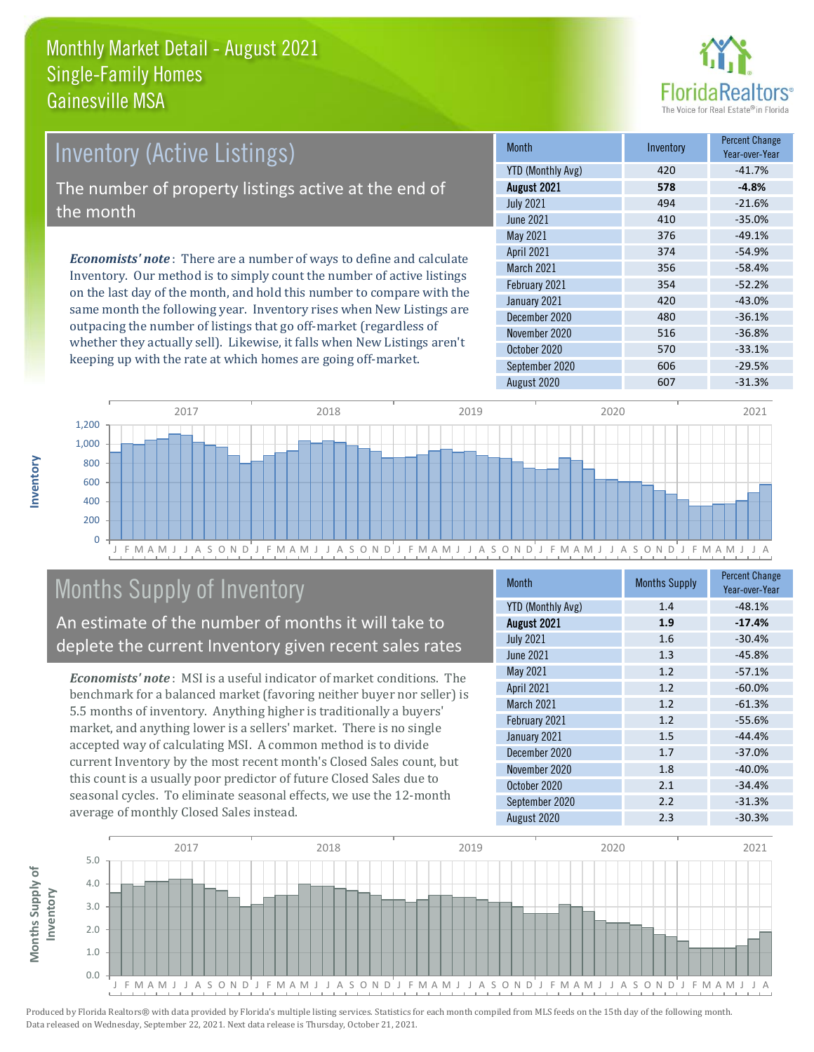# Monthly Market Detail - August 2021
## Single-Family Homes
## Gainesville MSA

## Inventory (Active Listings)

The number of property listings active at the end of the month

***Economists' note***: There are a number of ways to define and calculate Inventory. Our method is to simply count the number of active listings on the last day of the month, and hold this number to compare with the same month the following year. Inventory rises when New Listings are outpacing the number of listings that go off-market (regardless of whether they actually sell). Likewise, it falls when New Listings aren't keeping up with the rate at which homes are going off-market.

| Month | Inventory | Percent Change Year-over-Year |
|---|---|---|
| YTD (Monthly Avg) | 420 | -41.7% |
| **August 2021** | **578** | **-4.8%** |
| July 2021 | 494 | -21.6% |
| June 2021 | 410 | -35.0% |
| May 2021 | 376 | -49.1% |
| April 2021 | 374 | -54.9% |
| March 2021 | 356 | -58.4% |
| February 2021 | 354 | -52.2% |
| January 2021 | 420 | -43.0% |
| December 2020 | 480 | -36.1% |
| November 2020 | 516 | -36.8% |
| October 2020 | 570 | -33.1% |
| September 2020 | 606 | -29.5% |
| August 2020 | 607 | -31.3% |

## Months Supply of Inventory

An estimate of the number of months it will take to deplete the current Inventory given recent sales rates

***Economists' note***: MSI is a useful indicator of market conditions. The benchmark for a balanced market (favoring neither buyer nor seller) is 5.5 months of inventory. Anything higher is traditionally a buyers' market, and anything lower is a sellers' market. There is no single accepted way of calculating MSI. A common method is to divide current Inventory by the most recent month's Closed Sales count, but this count is a usually poor predictor of future Closed Sales due to seasonal cycles. To eliminate seasonal effects, we use the 12-month average of monthly Closed Sales instead.

| Month | Months Supply | Percent Change Year-over-Year |
|---|---|---|
| YTD (Monthly Avg) | 1.4 | -48.1% |
| **August 2021** | **1.9** | **-17.4%** |
| July 2021 | 1.6 | -30.4% |
| June 2021 | 1.3 | -45.8% |
| May 2021 | 1.2 | -57.1% |
| April 2021 | 1.2 | -60.0% |
| March 2021 | 1.2 | -61.3% |
| February 2021 | 1.2 | -55.6% |
| January 2021 | 1.5 | -44.4% |
| December 2020 | 1.7 | -37.0% |
| November 2020 | 1.8 | -40.0% |
| October 2020 | 2.1 | -34.4% |
| September 2020 | 2.2 | -31.3% |
| August 2020 | 2.3 | -30.3% |

Produced by Florida Realtors® with data provided by Florida's multiple listing services. Statistics for each month compiled from MLS feeds on the 15th day of the following month. Data released on Wednesday, September 22, 2021. Next data release is Thursday, October 21, 2021.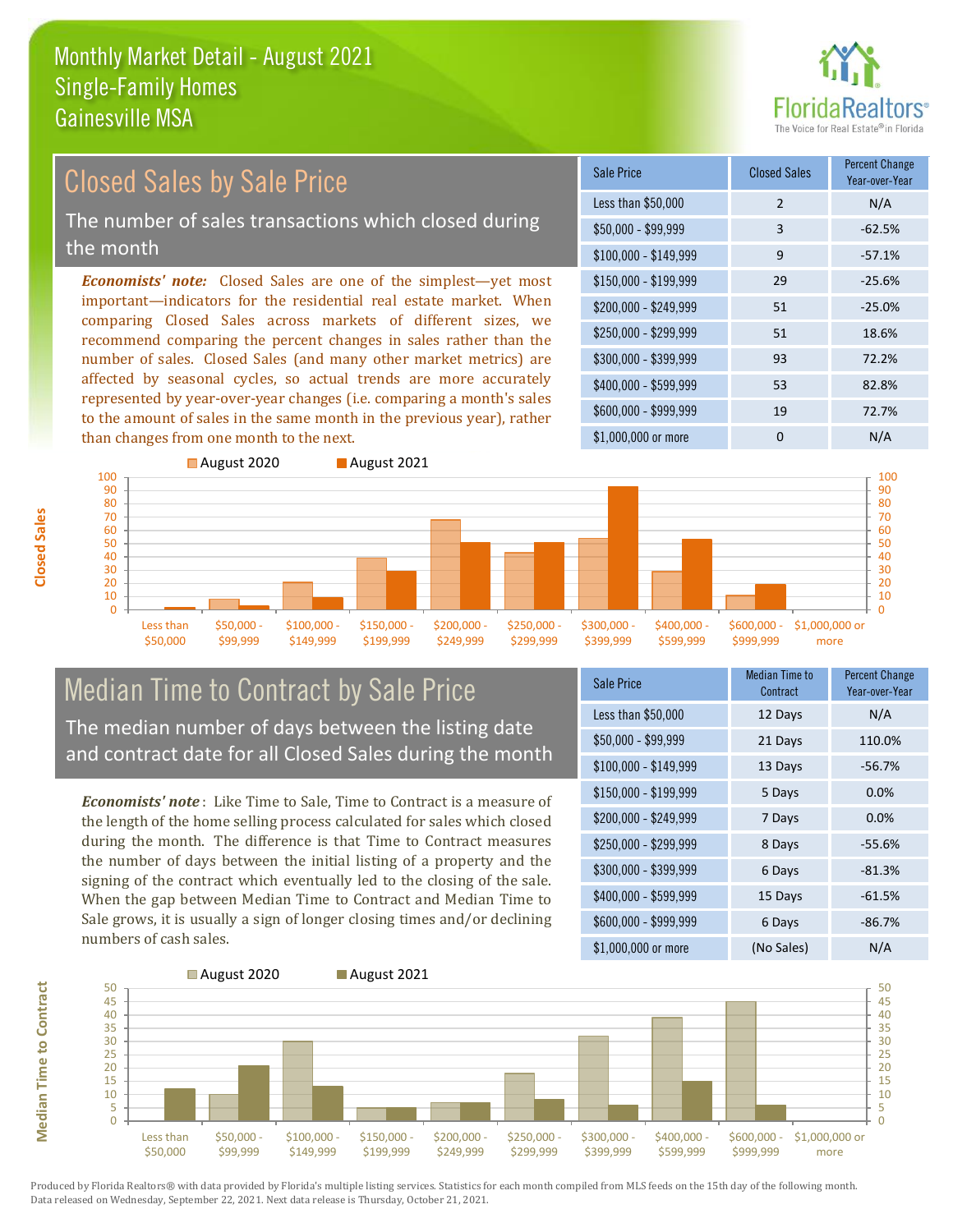# Monthly Market Detail - August 2021
## Single-Family Homes
## Gainesville MSA

## Closed Sales by Sale Price

The number of sales transactions which closed during the month

***Economists' note:*** Closed Sales are one of the simplest—yet most important—indicators for the residential real estate market. When comparing Closed Sales across markets of different sizes, we recommend comparing the percent changes in sales rather than the number of sales. Closed Sales (and many other market metrics) are affected by seasonal cycles, so actual trends are more accurately represented by year-over-year changes (i.e. comparing a month's sales to the amount of sales in the same month in the previous year), rather than changes from one month to the next.

| Sale Price | Closed Sales | Percent Change Year-over-Year |
|---|---|---|
| Less than $50,000 | 2 | N/A |
| $50,000 - $99,999 | 3 | -62.5% |
| $100,000 - $149,999 | 9 | -57.1% |
| $150,000 - $199,999 | 29 | -25.6% |
| $200,000 - $249,999 | 51 | -25.0% |
| $250,000 - $299,999 | 51 | 18.6% |
| $300,000 - $399,999 | 93 | 72.2% |
| $400,000 - $599,999 | 53 | 82.8% |
| $600,000 - $999,999 | 19 | 72.7% |
| $1,000,000 or more | 0 | N/A |

## Median Time to Contract by Sale Price

The median number of days between the listing date and contract date for all Closed Sales during the month

***Economists' note***: Like Time to Sale, Time to Contract is a measure of the length of the home selling process calculated for sales which closed during the month. The difference is that Time to Contract measures the number of days between the initial listing of a property and the signing of the contract which eventually led to the closing of the sale. When the gap between Median Time to Contract and Median Time to Sale grows, it is usually a sign of longer closing times and/or declining numbers of cash sales.

| Sale Price | Median Time to Contract | Percent Change Year-over-Year |
|---|---|---|
| Less than $50,000 | 12 Days | N/A |
| $50,000 - $99,999 | 21 Days | 110.0% |
| $100,000 - $149,999 | 13 Days | -56.7% |
| $150,000 - $199,999 | 5 Days | 0.0% |
| $200,000 - $249,999 | 7 Days | 0.0% |
| $250,000 - $299,999 | 8 Days | -55.6% |
| $300,000 - $399,999 | 6 Days | -81.3% |
| $400,000 - $599,999 | 15 Days | -61.5% |
| $600,000 - $999,999 | 6 Days | -86.7% |
| $1,000,000 or more | (No Sales) | N/A |

Produced by Florida Realtors® with data provided by Florida's multiple listing services. Statistics for each month compiled from MLS feeds on the 15th day of the following month. Data released on Wednesday, September 22, 2021. Next data release is Thursday, October 21, 2021.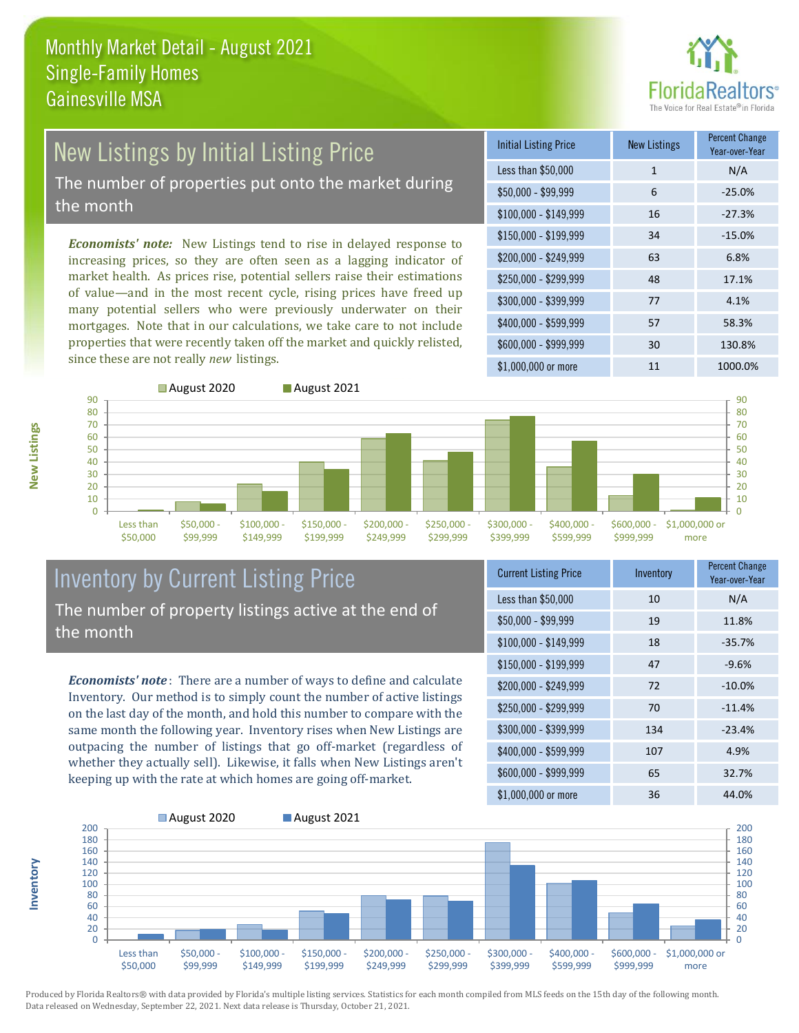# Monthly Market Detail - August 2021
## Single-Family Homes
## Gainesville MSA

## New Listings by Initial Listing Price

The number of properties put onto the market during the month

*Economists' note:* New Listings tend to rise in delayed response to increasing prices, so they are often seen as a lagging indicator of market health. As prices rise, potential sellers raise their estimations of value—and in the most recent cycle, rising prices have freed up many potential sellers who were previously underwater on their mortgages. Note that in our calculations, we take care to not include properties that were recently taken off the market and quickly relisted, since these are not really *new* listings.

| Initial Listing Price | New Listings | Percent Change Year-over-Year |
|---|---|---|
| Less than $50,000 | 1 | N/A |
| $50,000 - $99,999 | 6 | -25.0% |
| $100,000 - $149,999 | 16 | -27.3% |
| $150,000 - $199,999 | 34 | -15.0% |
| $200,000 - $249,999 | 63 | 6.8% |
| $250,000 - $299,999 | 48 | 17.1% |
| $300,000 - $399,999 | 77 | 4.1% |
| $400,000 - $599,999 | 57 | 58.3% |
| $600,000 - $999,999 | 30 | 130.8% |
| $1,000,000 or more | 11 | 1000.0% |

## Inventory by Current Listing Price

The number of property listings active at the end of the month

*Economists' note*: There are a number of ways to define and calculate Inventory. Our method is to simply count the number of active listings on the last day of the month, and hold this number to compare with the same month the following year. Inventory rises when New Listings are outpacing the number of listings that go off-market (regardless of whether they actually sell). Likewise, it falls when New Listings aren't keeping up with the rate at which homes are going off-market.

| Current Listing Price | Inventory | Percent Change Year-over-Year |
|---|---|---|
| Less than $50,000 | 10 | N/A |
| $50,000 - $99,999 | 19 | 11.8% |
| $100,000 - $149,999 | 18 | -35.7% |
| $150,000 - $199,999 | 47 | -9.6% |
| $200,000 - $249,999 | 72 | -10.0% |
| $250,000 - $299,999 | 70 | -11.4% |
| $300,000 - $399,999 | 134 | -23.4% |
| $400,000 - $599,999 | 107 | 4.9% |
| $600,000 - $999,999 | 65 | 32.7% |
| $1,000,000 or more | 36 | 44.0% |

Produced by Florida Realtors® with data provided by Florida's multiple listing services. Statistics for each month compiled from MLS feeds on the 15th day of the following month. Data released on Wednesday, September 22, 2021. Next data release is Thursday, October 21, 2021.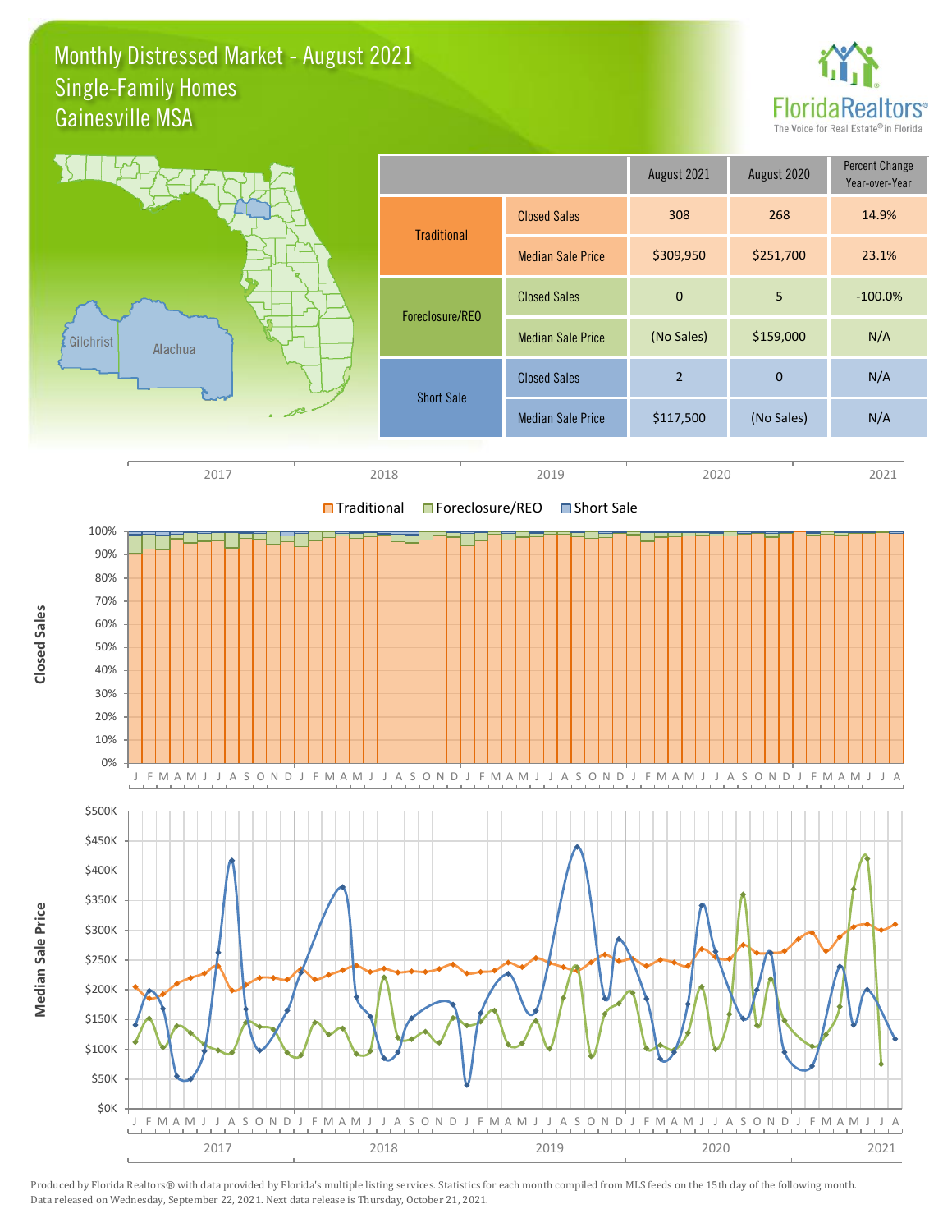# Monthly Distressed Market - August 2021
## Single-Family Homes
## Gainesville MSA

FloridaRealtors®
The Voice for Real Estate® in Florida

Gilchrist
Alachua

| | | August 2021 | August 2020 | Percent Change Year-over-Year |
|---|---|---|---|---|
| Traditional | Closed Sales | 308 | 268 | 14.9% |
| | Median Sale Price | $309,950 | $251,700 | 23.1% |
| Foreclosure/REO | Closed Sales | 0 | 5 | -100.0% |
| | Median Sale Price | (No Sales) | $159,000 | N/A |
| Short Sale | Closed Sales | 2 | 0 | N/A |
| | Median Sale Price | $117,500 | (No Sales) | N/A |

2017 2018 2019 2020 2021

Traditional Foreclosure/REO Short Sale

Closed Sales

100% 90% 80% 70% 60% 50% 40% 30% 20% 10% 0%

J F M A M J J A S O N D J F M A M J J A S O N D J F M A M J J A S O N D J F M A M J J A S O N D J F M A M J J A

Median Sale Price

$500K $450K $400K $350K $300K $250K $200K $150K $100K $50K $0K

J F M A M J J A S O N D J F M A M J J A S O N D J F M A M J J A S O N D J F M A M J J A S O N D J F M A M J J A

2017 2018 2019 2020 2021

Produced by Florida Realtors® with data provided by Florida's multiple listing services. Statistics for each month compiled from MLS feeds on the 15th day of the following month. Data released on Wednesday, September 22, 2021. Next data release is Thursday, October 21, 2021.